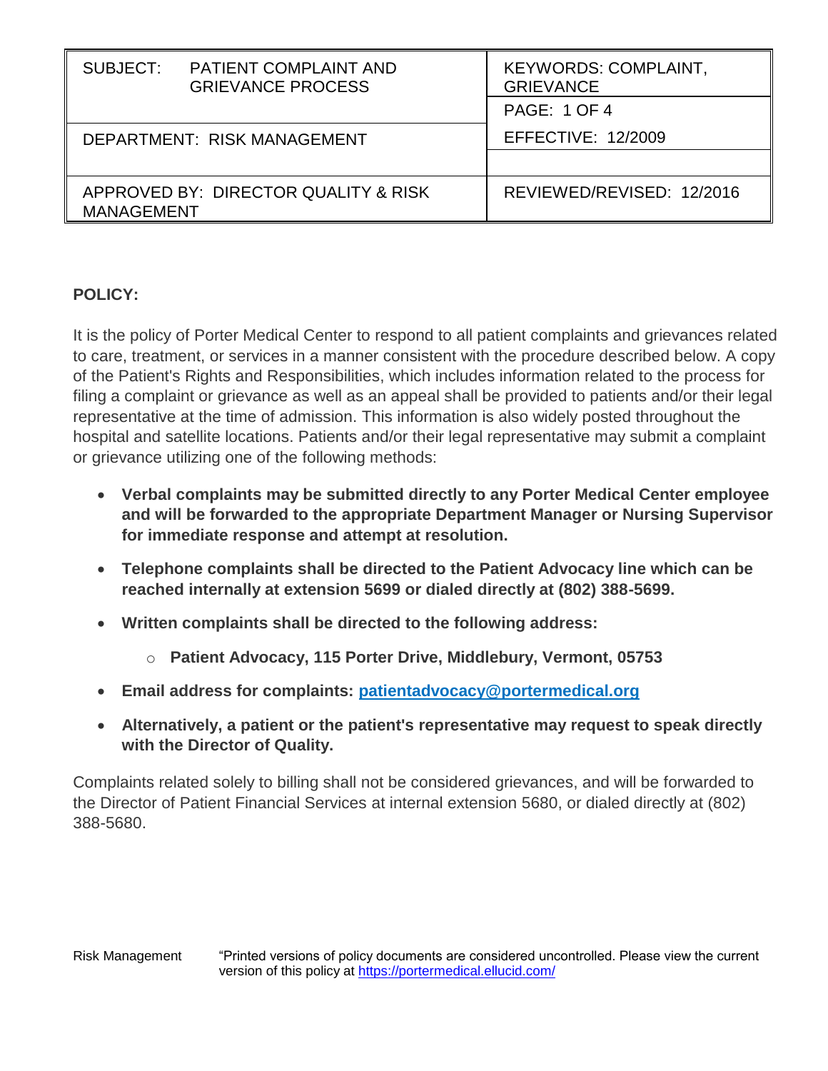| SUBJECT: PATIENT COMPLAINT AND GRIEVANCE PROCESS | KEYWORDS: COMPLAINT, GRIEVANCE |
| --- | --- |
| | PAGE: 1 OF 4 |
| DEPARTMENT: RISK MANAGEMENT | EFFECTIVE: 12/2009 |
| | |
| APPROVED BY: DIRECTOR QUALITY & RISK MANAGEMENT | REVIEWED/REVISED: 12/2016 |

**POLICY:**

It is the policy of Porter Medical Center to respond to all patient complaints and grievances related to care, treatment, or services in a manner consistent with the procedure described below. A copy of the Patient's Rights and Responsibilities, which includes information related to the process for filing a complaint or grievance as well as an appeal shall be provided to patients and/or their legal representative at the time of admission. This information is also widely posted throughout the hospital and satellite locations. Patients and/or their legal representative may submit a complaint or grievance utilizing one of the following methods:

- **Verbal complaints may be submitted directly to any Porter Medical Center employee and will be forwarded to the appropriate Department Manager or Nursing Supervisor for immediate response and attempt at resolution.**
- **Telephone complaints shall be directed to the Patient Advocacy line which can be reached internally at extension 5699 or dialed directly at (802) 388-5699.**
- **Written complaints shall be directed to the following address:**
  - **Patient Advocacy, 115 Porter Drive, Middlebury, Vermont, 05753**
- **Email address for complaints: patientadvocacy@portermedical.org**
- **Alternatively, a patient or the patient's representative may request to speak directly with the Director of Quality.**

Complaints related solely to billing shall not be considered grievances, and will be forwarded to the Director of Patient Financial Services at internal extension 5680, or dialed directly at (802) 388-5680.

Risk Management "Printed versions of policy documents are considered uncontrolled. Please view the current version of this policy at https://portermedical.ellucid.com/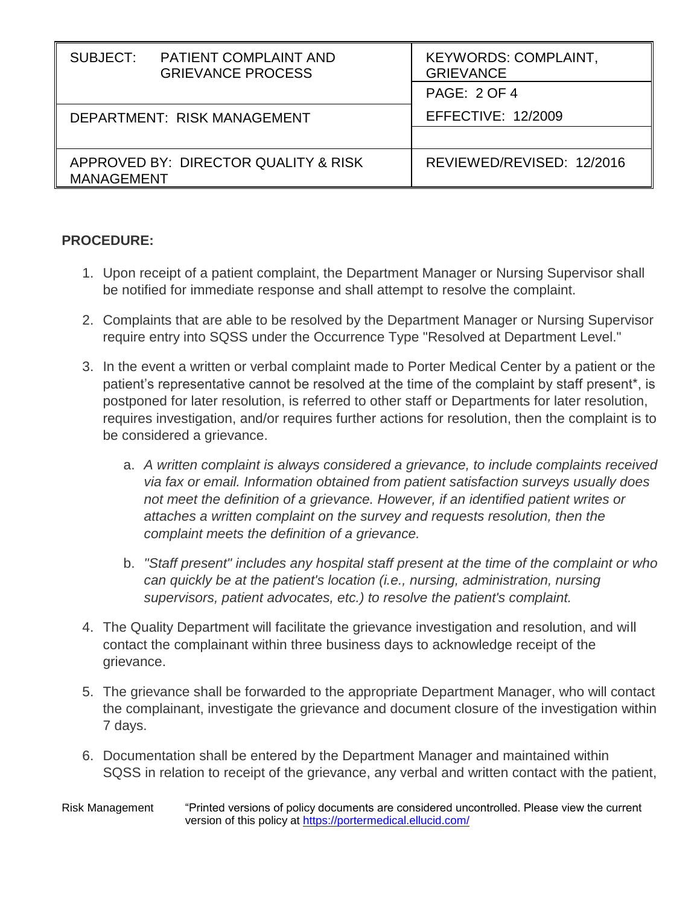**PROCEDURE:**

1. Upon receipt of a patient complaint, the Department Manager or Nursing Supervisor shall be notified for immediate response and shall attempt to resolve the complaint.

2. Complaints that are able to be resolved by the Department Manager or Nursing Supervisor require entry into SQSS under the Occurrence Type "Resolved at Department Level."

3. In the event a written or verbal complaint made to Porter Medical Center by a patient or the patient's representative cannot be resolved at the time of the complaint by staff present*, is postponed for later resolution, is referred to other staff or Departments for later resolution, requires investigation, and/or requires further actions for resolution, then the complaint is to be considered a grievance.

    a. *A written complaint is always considered a grievance, to include complaints received via fax or email. Information obtained from patient satisfaction surveys usually does not meet the definition of a grievance. However, if an identified patient writes or attaches a written complaint on the survey and requests resolution, then the complaint meets the definition of a grievance.*

    b. *"Staff present" includes any hospital staff present at the time of the complaint or who can quickly be at the patient's location (i.e., nursing, administration, nursing supervisors, patient advocates, etc.) to resolve the patient's complaint.*

4. The Quality Department will facilitate the grievance investigation and resolution, and will contact the complainant within three business days to acknowledge receipt of the grievance.

5. The grievance shall be forwarded to the appropriate Department Manager, who will contact the complainant, investigate the grievance and document closure of the investigation within 7 days.

6. Documentation shall be entered by the Department Manager and maintained within SQSS in relation to receipt of the grievance, any verbal and written contact with the patient,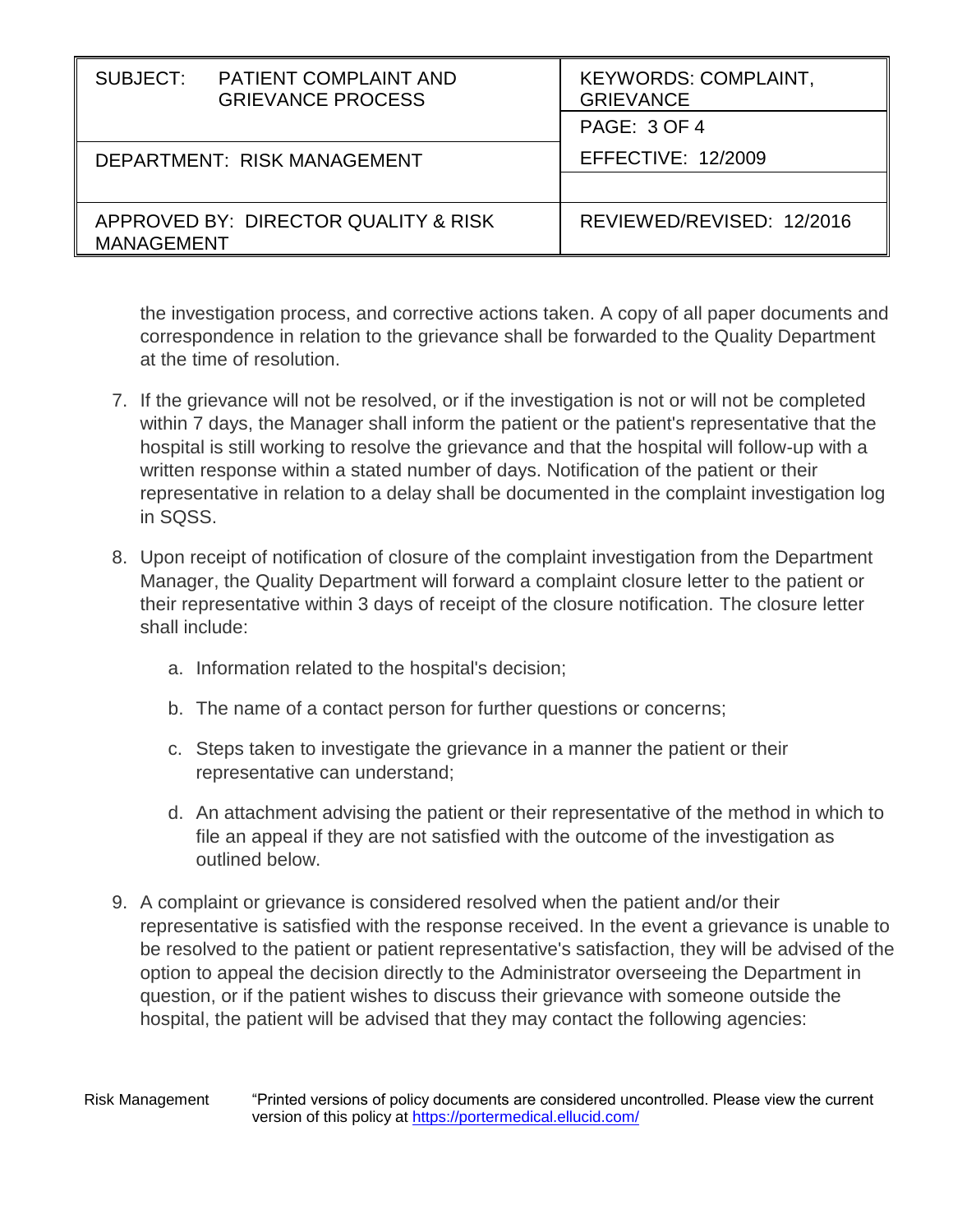the investigation process, and corrective actions taken. A copy of all paper documents and correspondence in relation to the grievance shall be forwarded to the Quality Department at the time of resolution.

7. If the grievance will not be resolved, or if the investigation is not or will not be completed within 7 days, the Manager shall inform the patient or the patient's representative that the hospital is still working to resolve the grievance and that the hospital will follow-up with a written response within a stated number of days. Notification of the patient or their representative in relation to a delay shall be documented in the complaint investigation log in SQSS.

8. Upon receipt of notification of closure of the complaint investigation from the Department Manager, the Quality Department will forward a complaint closure letter to the patient or their representative within 3 days of receipt of the closure notification. The closure letter shall include:

   a. Information related to the hospital's decision;

   b. The name of a contact person for further questions or concerns;

   c. Steps taken to investigate the grievance in a manner the patient or their representative can understand;

   d. An attachment advising the patient or their representative of the method in which to file an appeal if they are not satisfied with the outcome of the investigation as outlined below.

9. A complaint or grievance is considered resolved when the patient and/or their representative is satisfied with the response received. In the event a grievance is unable to be resolved to the patient or patient representative's satisfaction, they will be advised of the option to appeal the decision directly to the Administrator overseeing the Department in question, or if the patient wishes to discuss their grievance with someone outside the hospital, the patient will be advised that they may contact the following agencies: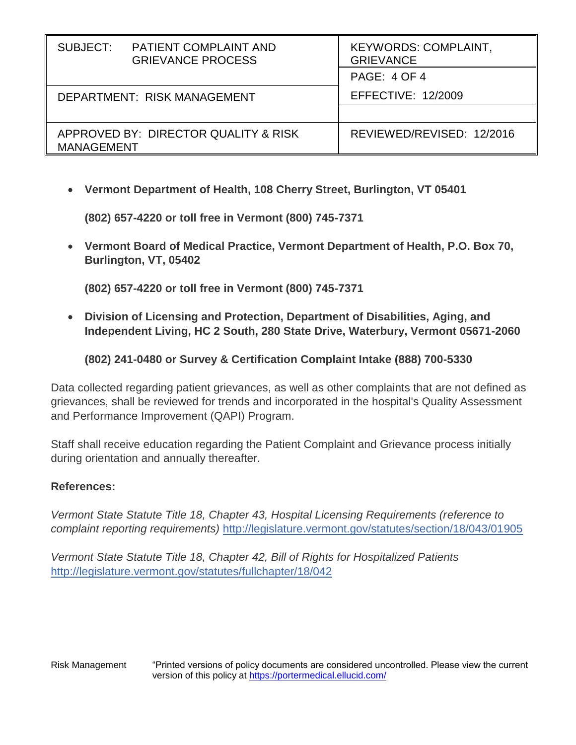- **Vermont Department of Health, 108 Cherry Street, Burlington, VT 05401**

  **(802) 657-4220 or toll free in Vermont (800) 745-7371**

- **Vermont Board of Medical Practice, Vermont Department of Health, P.O. Box 70, Burlington, VT, 05402**

  **(802) 657-4220 or toll free in Vermont (800) 745-7371**

- **Division of Licensing and Protection, Department of Disabilities, Aging, and Independent Living, HC 2 South, 280 State Drive, Waterbury, Vermont 05671-2060**

  **(802) 241-0480 or Survey & Certification Complaint Intake (888) 700-5330**

Data collected regarding patient grievances, as well as other complaints that are not defined as grievances, shall be reviewed for trends and incorporated in the hospital's Quality Assessment and Performance Improvement (QAPI) Program.

Staff shall receive education regarding the Patient Complaint and Grievance process initially during orientation and annually thereafter.

**References:**

*Vermont State Statute Title 18, Chapter 43, Hospital Licensing Requirements (reference to complaint reporting requirements)* http://legislature.vermont.gov/statutes/section/18/043/01905

*Vermont State Statute Title 18, Chapter 42, Bill of Rights for Hospitalized Patients* http://legislature.vermont.gov/statutes/fullchapter/18/042